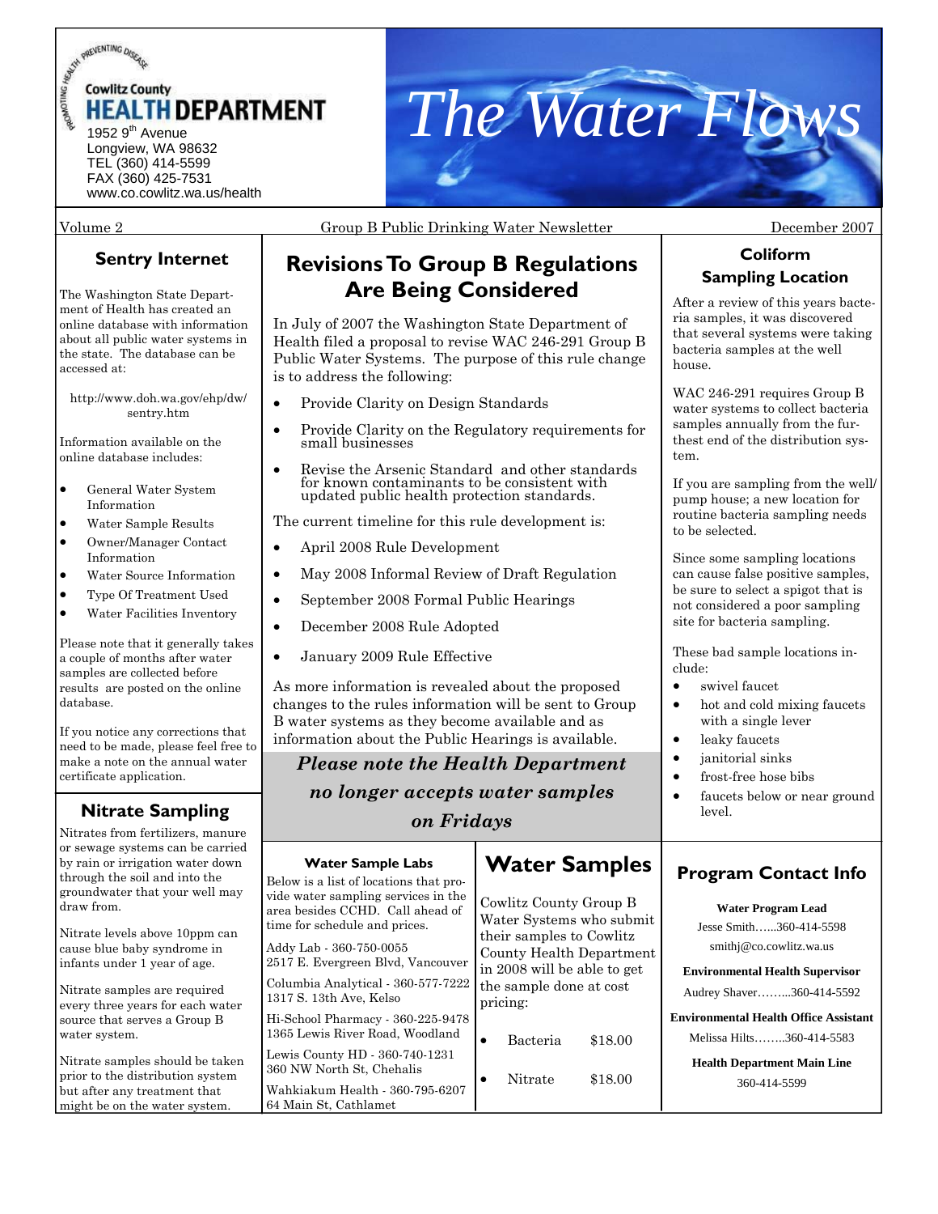Cowlitz County HEALTH DEPARTMENT
1952 9th Avenue
Longview, WA 98632
TEL (360) 414-5599
FAX (360) 425-7531
www.co.cowlitz.wa.us/health

# The Water Flows

Volume 2 — Group B Public Drinking Water Newsletter — December 2007

## Sentry Internet

The Washington State Department of Health has created an online database with information about all public water systems in the state. The database can be accessed at:

http://www.doh.wa.gov/ehp/dw/sentry.htm

Information available on the online database includes:

- General Water System Information
- Water Sample Results
- Owner/Manager Contact Information
- Water Source Information
- Type Of Treatment Used
- Water Facilities Inventory

Please note that it generally takes a couple of months after water samples are collected before results are posted on the online database.

If you notice any corrections that need to be made, please feel free to make a note on the annual water certificate application.

## Nitrate Sampling

Nitrates from fertilizers, manure or sewage systems can be carried by rain or irrigation water down through the soil and into the groundwater that your well may draw from.

Nitrate levels above 10ppm can cause blue baby syndrome in infants under 1 year of age.

Nitrate samples are required every three years for each water source that serves a Group B water system.

Nitrate samples should be taken prior to the distribution system but after any treatment that might be on the water system.

## Revisions To Group B Regulations Are Being Considered

In July of 2007 the Washington State Department of Health filed a proposal to revise WAC 246-291 Group B Public Water Systems. The purpose of this rule change is to address the following:

- Provide Clarity on Design Standards
- Provide Clarity on the Regulatory requirements for small businesses
- Revise the Arsenic Standard and other standards for known contaminants to be consistent with updated public health protection standards.

The current timeline for this rule development is:

- April 2008 Rule Development
- May 2008 Informal Review of Draft Regulation
- September 2008 Formal Public Hearings
- December 2008 Rule Adopted
- January 2009 Rule Effective

As more information is revealed about the proposed changes to the rules information will be sent to Group B water systems as they become available and as information about the Public Hearings is available.

***Please note the Health Department no longer accepts water samples on Fridays***

### Water Sample Labs

Below is a list of locations that provide water sampling services in the area besides CCHD. Call ahead of time for schedule and prices.

Addy Lab - 360-750-0055
2517 E. Evergreen Blvd, Vancouver

Columbia Analytical - 360-577-7222
1317 S. 13th Ave, Kelso

Hi-School Pharmacy - 360-225-9478
1365 Lewis River Road, Woodland

Lewis County HD - 360-740-1231
360 NW North St, Chehalis

Wahkiakum Health - 360-795-6207
64 Main St, Cathlamet

## Water Samples

Cowlitz County Group B Water Systems who submit their samples to Cowlitz County Health Department in 2008 will be able to get the sample done at cost pricing:

- Bacteria $18.00
- Nitrate $18.00

## Coliform Sampling Location

After a review of this years bacteria samples, it was discovered that several systems were taking bacteria samples at the well house.

WAC 246-291 requires Group B water systems to collect bacteria samples annually from the furthest end of the distribution system.

If you are sampling from the well/pump house; a new location for routine bacteria sampling needs to be selected.

Since some sampling locations can cause false positive samples, be sure to select a spigot that is not considered a poor sampling site for bacteria sampling.

These bad sample locations include:

- swivel faucet
- hot and cold mixing faucets with a single lever
- leaky faucets
- janitorial sinks
- frost-free hose bibs
- faucets below or near ground level.

## Program Contact Info

**Water Program Lead**
Jesse Smith……360-414-5598
smithj@co.cowlitz.wa.us

**Environmental Health Supervisor**
Audrey Shaver……...360-414-5592

**Environmental Health Office Assistant**
Melissa Hilts……..360-414-5583

**Health Department Main Line**
360-414-5599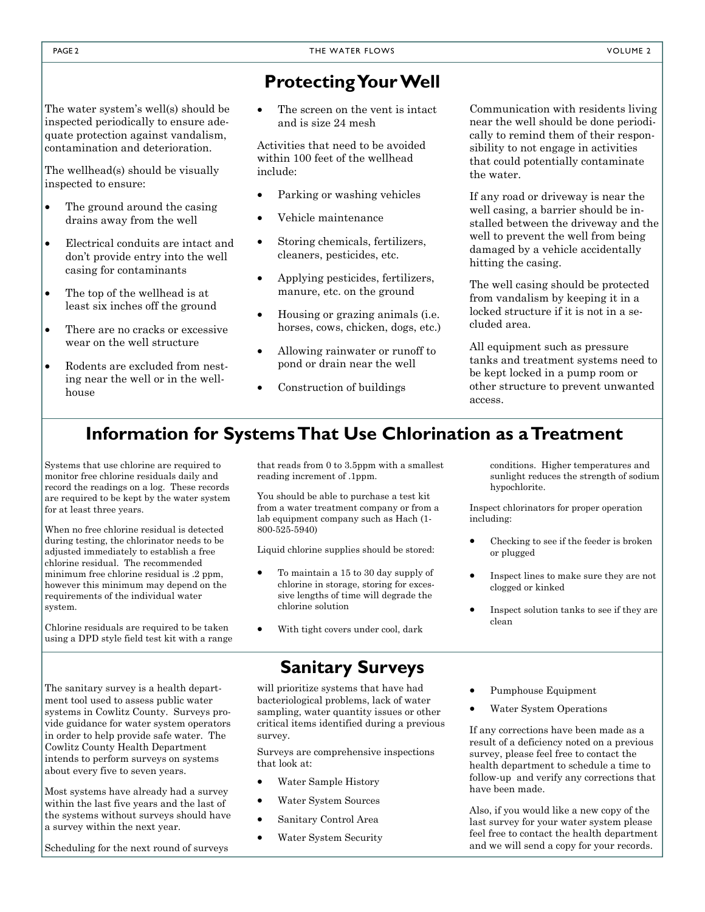## Protecting Your Well

The water system's well(s) should be inspected periodically to ensure adequate protection against vandalism, contamination and deterioration.

The wellhead(s) should be visually inspected to ensure:

- The ground around the casing drains away from the well
- Electrical conduits are intact and don't provide entry into the well casing for contaminants
- The top of the wellhead is at least six inches off the ground
- There are no cracks or excessive wear on the well structure
- Rodents are excluded from nesting near the well or in the wellhouse
- The screen on the vent is intact and is size 24 mesh

Activities that need to be avoided within 100 feet of the wellhead include:

- Parking or washing vehicles
- Vehicle maintenance
- Storing chemicals, fertilizers, cleaners, pesticides, etc.
- Applying pesticides, fertilizers, manure, etc. on the ground
- Housing or grazing animals (i.e. horses, cows, chicken, dogs, etc.)
- Allowing rainwater or runoff to pond or drain near the well
- Construction of buildings

Communication with residents living near the well should be done periodically to remind them of their responsibility to not engage in activities that could potentially contaminate the water.

If any road or driveway is near the well casing, a barrier should be installed between the driveway and the well to prevent the well from being damaged by a vehicle accidentally hitting the casing.

The well casing should be protected from vandalism by keeping it in a locked structure if it is not in a secluded area.

All equipment such as pressure tanks and treatment systems need to be kept locked in a pump room or other structure to prevent unwanted access.

## Information for Systems That Use Chlorination as a Treatment

Systems that use chlorine are required to monitor free chlorine residuals daily and record the readings on a log. These records are required to be kept by the water system for at least three years.

When no free chlorine residual is detected during testing, the chlorinator needs to be adjusted immediately to establish a free chlorine residual. The recommended minimum free chlorine residual is .2 ppm, however this minimum may depend on the requirements of the individual water system.

Chlorine residuals are required to be taken using a DPD style field test kit with a range that reads from 0 to 3.5ppm with a smallest reading increment of .1ppm.

You should be able to purchase a test kit from a water treatment company or from a lab equipment company such as Hach (1-800-525-5940)

Liquid chlorine supplies should be stored:

- To maintain a 15 to 30 day supply of chlorine in storage, storing for excessive lengths of time will degrade the chlorine solution
- With tight covers under cool, dark conditions. Higher temperatures and sunlight reduces the strength of sodium hypochlorite.

Inspect chlorinators for proper operation including:

- Checking to see if the feeder is broken or plugged
- Inspect lines to make sure they are not clogged or kinked
- Inspect solution tanks to see if they are clean

## Sanitary Surveys

The sanitary survey is a health department tool used to assess public water systems in Cowlitz County. Surveys provide guidance for water system operators in order to help provide safe water. The Cowlitz County Health Department intends to perform surveys on systems about every five to seven years.

Most systems have already had a survey within the last five years and the last of the systems without surveys should have a survey within the next year.

Scheduling for the next round of surveys will prioritize systems that have had bacteriological problems, lack of water sampling, water quantity issues or other critical items identified during a previous survey.

Surveys are comprehensive inspections that look at:

- Water Sample History
- Water System Sources
- Sanitary Control Area
- Water System Security
- Pumphouse Equipment
- Water System Operations

If any corrections have been made as a result of a deficiency noted on a previous survey, please feel free to contact the health department to schedule a time to follow-up and verify any corrections that have been made.

Also, if you would like a new copy of the last survey for your water system please feel free to contact the health department and we will send a copy for your records.